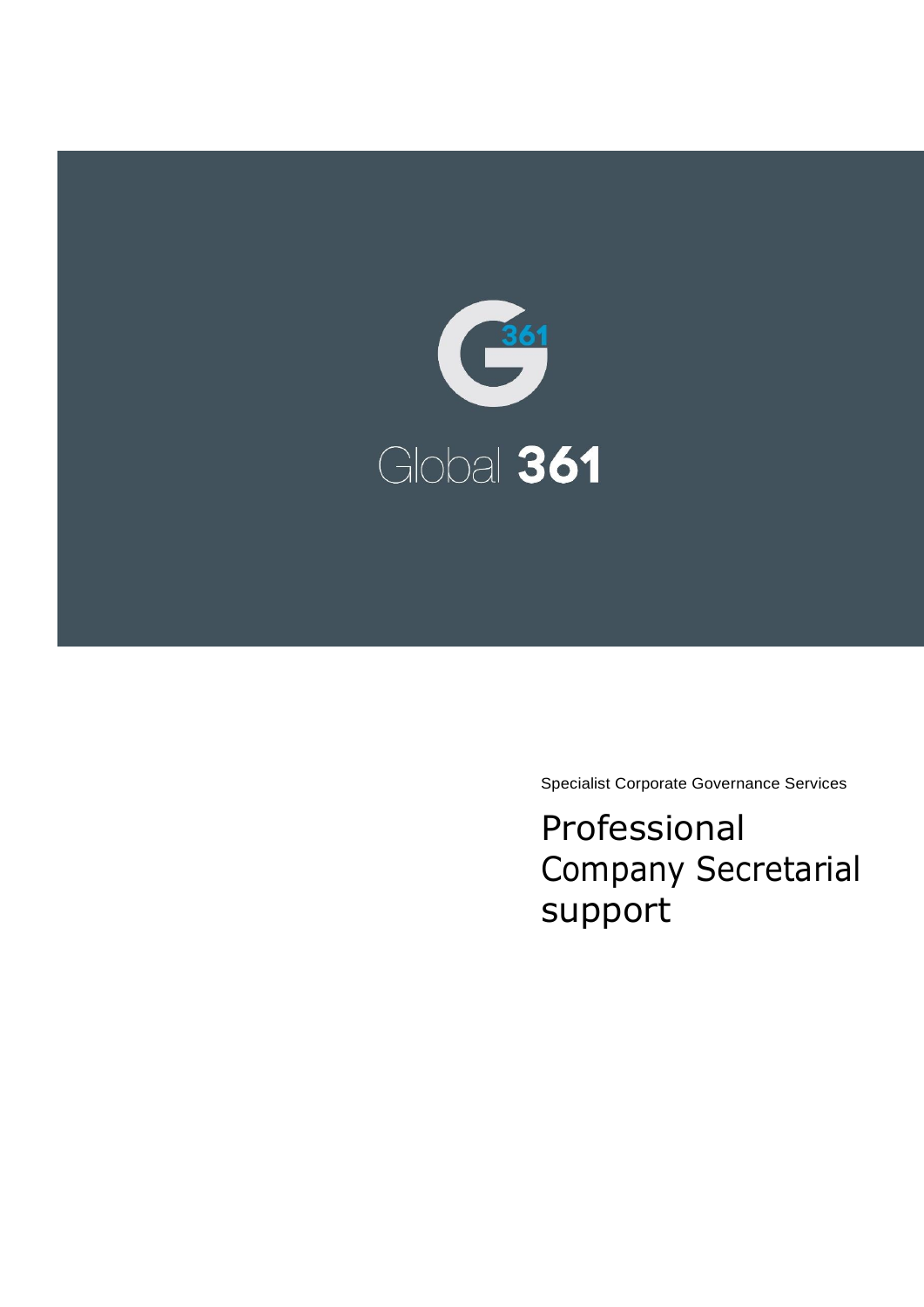Global 361

Specialist Corporate Governance Services

# Professional Company Secretarial support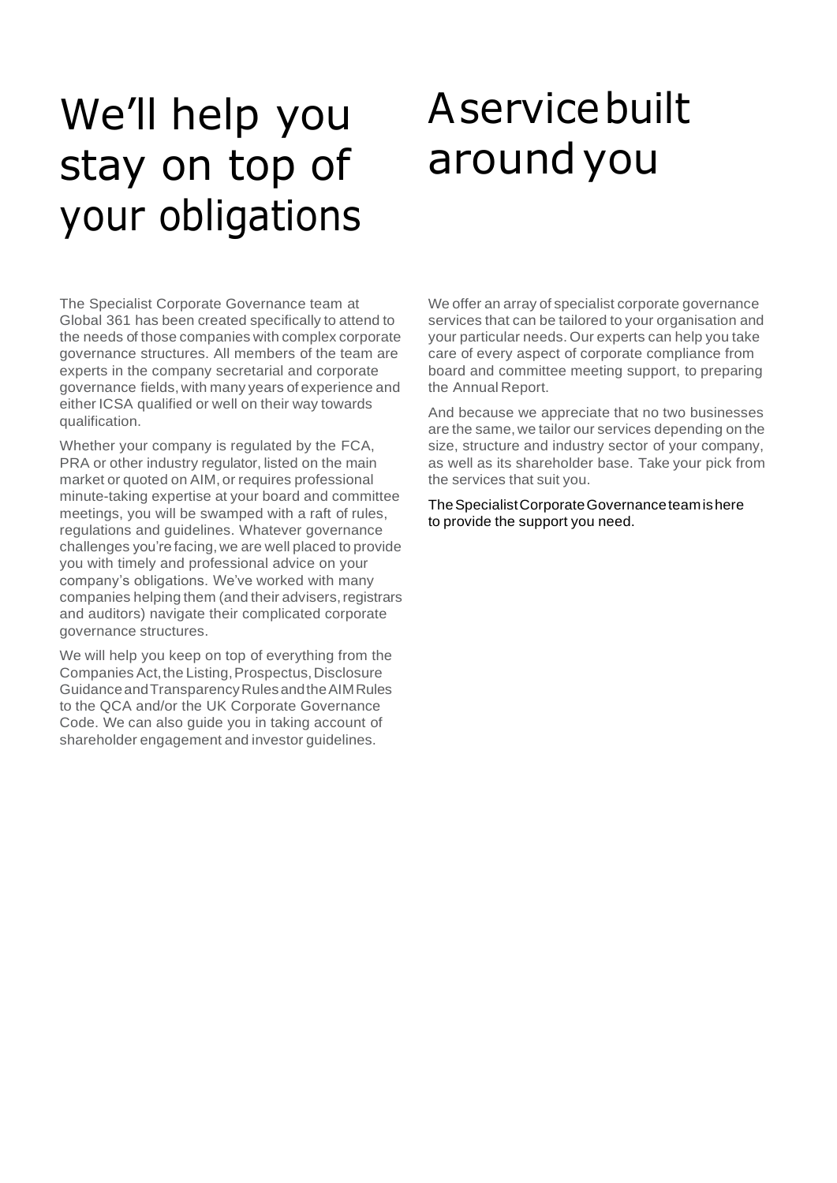# We'll help you stay on top of your obligations

The Specialist Corporate Governance team at Global 361 has been created specifically to attend to the needs of those companies with complex corporate governance structures. All members of the team are experts in the company secretarial and corporate governance fields, with many years of experience and either ICSA qualified or well on their way towards qualification.

Whether your company is regulated by the FCA, PRA or other industry regulator, listed on the main market or quoted on AIM, or requires professional minute-taking expertise at your board and committee meetings, you will be swamped with a raft of rules, regulations and guidelines. Whatever governance challenges you're facing, we are well placed to provide you with timely and professional advice on your company's obligations. We've worked with many companies helping them (and their advisers, registrars and auditors) navigate their complicated corporate governance structures.

We will help you keep on top of everything from the Companies Act, the Listing, Prospectus, Disclosure Guidance and Transparency Rules and the AIM Rules to the QCA and/or the UK Corporate Governance Code. We can also guide you in taking account of shareholder engagement and investor guidelines.

# A service built around you

We offer an array of specialist corporate governance services that can be tailored to your organisation and your particular needs. Our experts can help you take care of every aspect of corporate compliance from board and committee meeting support, to preparing the Annual Report.

And because we appreciate that no two businesses are the same, we tailor our services depending on the size, structure and industry sector of your company, as well as its shareholder base. Take your pick from the services that suit you.

The Specialist Corporate Governance team is here to provide the support you need.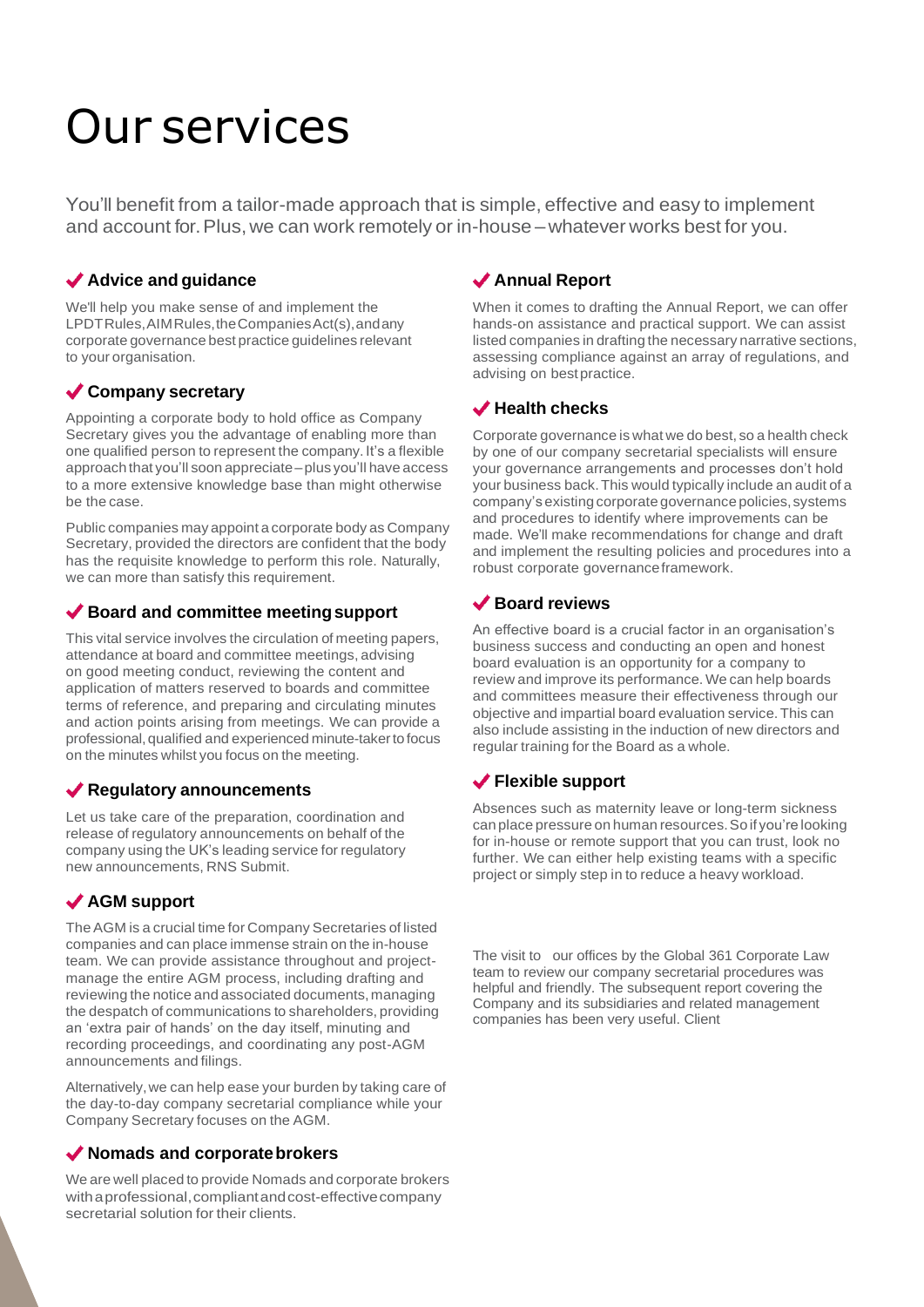# Our services

You'll benefit from a tailor-made approach that is simple, effective and easy to implement and account for. Plus, we can work remotely or in-house – whatever works best for you.

### ✔ Advice and guidance

We'll help you make sense of and implement the LPDT Rules, AIM Rules, the Companies Act(s), and any corporate governance best practice guidelines relevant to your organisation.

### ✔ Company secretary

Appointing a corporate body to hold office as Company Secretary gives you the advantage of enabling more than one qualified person to represent the company. It's a flexible approach that you'll soon appreciate – plus you'll have access to a more extensive knowledge base than might otherwise be the case.

Public companies may appoint a corporate body as Company Secretary, provided the directors are confident that the body has the requisite knowledge to perform this role. Naturally, we can more than satisfy this requirement.

### ✔ Board and committee meeting support

This vital service involves the circulation of meeting papers, attendance at board and committee meetings, advising on good meeting conduct, reviewing the content and application of matters reserved to boards and committee terms of reference, and preparing and circulating minutes and action points arising from meetings. We can provide a professional, qualified and experienced minute-taker to focus on the minutes whilst you focus on the meeting.

### ✔ Regulatory announcements

Let us take care of the preparation, coordination and release of regulatory announcements on behalf of the company using the UK's leading service for regulatory new announcements, RNS Submit.

### ✔ AGM support

The AGM is a crucial time for Company Secretaries of listed companies and can place immense strain on the in-house team. We can provide assistance throughout and project-manage the entire AGM process, including drafting and reviewing the notice and associated documents, managing the despatch of communications to shareholders, providing an 'extra pair of hands' on the day itself, minuting and recording proceedings, and coordinating any post-AGM announcements and filings.

Alternatively, we can help ease your burden by taking care of the day-to-day company secretarial compliance while your Company Secretary focuses on the AGM.

### ✔ Nomads and corporate brokers

We are well placed to provide Nomads and corporate brokers with a professional, compliant and cost-effective company secretarial solution for their clients.

### ✔ Annual Report

When it comes to drafting the Annual Report, we can offer hands-on assistance and practical support. We can assist listed companies in drafting the necessary narrative sections, assessing compliance against an array of regulations, and advising on best practice.

### ✔ Health checks

Corporate governance is what we do best, so a health check by one of our company secretarial specialists will ensure your governance arrangements and processes don't hold your business back. This would typically include an audit of a company's existing corporate governance policies, systems and procedures to identify where improvements can be made. We'll make recommendations for change and draft and implement the resulting policies and procedures into a robust corporate governance framework.

### ✔ Board reviews

An effective board is a crucial factor in an organisation's business success and conducting an open and honest board evaluation is an opportunity for a company to review and improve its performance. We can help boards and committees measure their effectiveness through our objective and impartial board evaluation service. This can also include assisting in the induction of new directors and regular training for the Board as a whole.

### ✔ Flexible support

Absences such as maternity leave or long-term sickness can place pressure on human resources. So if you're looking for in-house or remote support that you can trust, look no further. We can either help existing teams with a specific project or simply step in to reduce a heavy workload.

The visit to our offices by the Global 361 Corporate Law team to review our company secretarial procedures was helpful and friendly. The subsequent report covering the Company and its subsidiaries and related management companies has been very useful. Client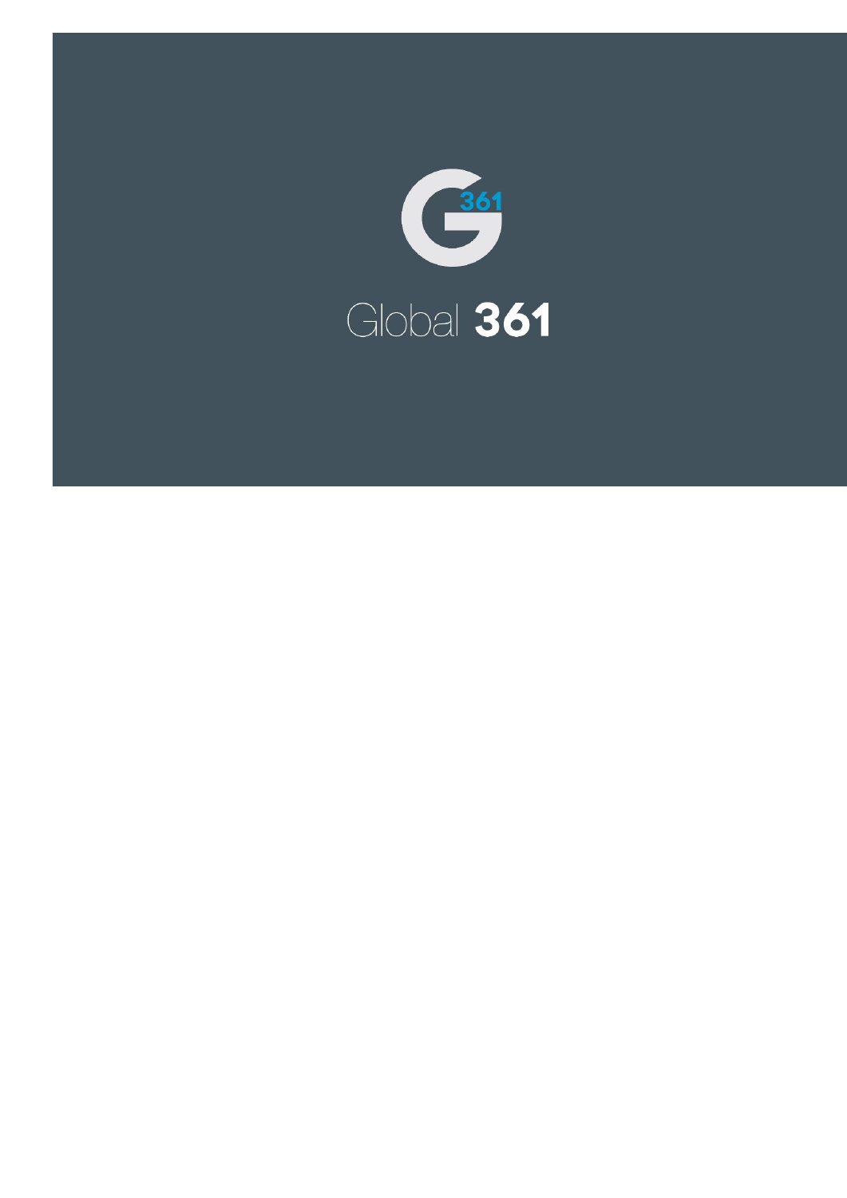Global 361